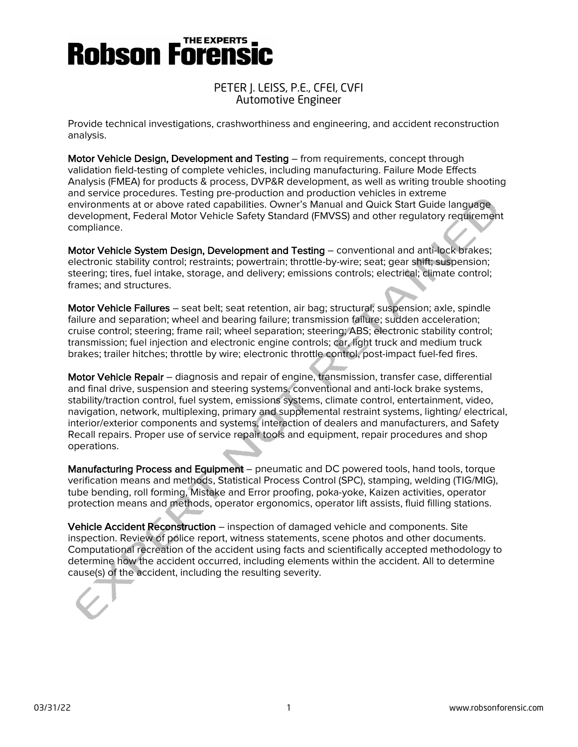# Robson Forensic

THE EXPERTS

## PETER J. LEISS, P.E., CFEI, CVFI
Automotive Engineer

Provide technical investigations, crashworthiness and engineering, and accident reconstruction analysis.

**Motor Vehicle Design, Development and Testing** – from requirements, concept through validation field-testing of complete vehicles, including manufacturing. Failure Mode Effects Analysis (FMEA) for products & process, DVP&R development, as well as writing trouble shooting and service procedures. Testing pre-production and production vehicles in extreme environments at or above rated capabilities. Owner's Manual and Quick Start Guide language development, Federal Motor Vehicle Safety Standard (FMVSS) and other regulatory requirement compliance.

**Motor Vehicle System Design, Development and Testing** – conventional and anti-lock brakes; electronic stability control; restraints; powertrain; throttle-by-wire; seat; gear shift; suspension; steering; tires, fuel intake, storage, and delivery; emissions controls; electrical; climate control; frames; and structures.

**Motor Vehicle Failures** – seat belt; seat retention, air bag; structural; suspension; axle, spindle failure and separation; wheel and bearing failure; transmission failure; sudden acceleration; cruise control; steering; frame rail; wheel separation; steering; ABS; electronic stability control; transmission; fuel injection and electronic engine controls; car, light truck and medium truck brakes; trailer hitches; throttle by wire; electronic throttle control, post-impact fuel-fed fires.

**Motor Vehicle Repair** – diagnosis and repair of engine, transmission, transfer case, differential and final drive, suspension and steering systems, conventional and anti-lock brake systems, stability/traction control, fuel system, emissions systems, climate control, entertainment, video, navigation, network, multiplexing, primary and supplemental restraint systems, lighting/ electrical, interior/exterior components and systems, interaction of dealers and manufacturers, and Safety Recall repairs. Proper use of service repair tools and equipment, repair procedures and shop operations.

**Manufacturing Process and Equipment** – pneumatic and DC powered tools, hand tools, torque verification means and methods, Statistical Process Control (SPC), stamping, welding (TIG/MIG), tube bending, roll forming, Mistake and Error proofing, poka-yoke, Kaizen activities, operator protection means and methods, operator ergonomics, operator lift assists, fluid filling stations.

**Vehicle Accident Reconstruction** – inspection of damaged vehicle and components. Site inspection. Review of police report, witness statements, scene photos and other documents. Computational recreation of the accident using facts and scientifically accepted methodology to determine how the accident occurred, including elements within the accident. All to determine cause(s) of the accident, including the resulting severity.

EXPERT NOT RETAINED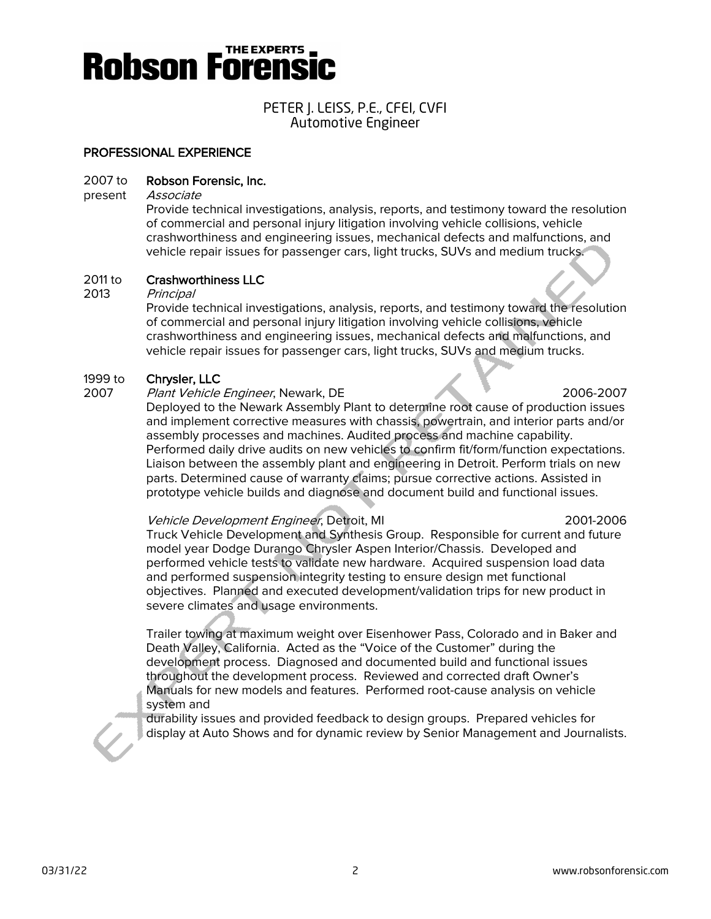# PETER J. LEISS, P.E., CFEI, CVFI
Automotive Engineer

## PROFESSIONAL EXPERIENCE

**2007 to present** — **Robson Forensic, Inc.**
*Associate*
Provide technical investigations, analysis, reports, and testimony toward the resolution of commercial and personal injury litigation involving vehicle collisions, vehicle crashworthiness and engineering issues, mechanical defects and malfunctions, and vehicle repair issues for passenger cars, light trucks, SUVs and medium trucks.

**2011 to 2013** — **Crashworthiness LLC**
*Principal*
Provide technical investigations, analysis, reports, and testimony toward the resolution of commercial and personal injury litigation involving vehicle collisions, vehicle crashworthiness and engineering issues, mechanical defects and malfunctions, and vehicle repair issues for passenger cars, light trucks, SUVs and medium trucks.

**1999 to 2007** — **Chrysler, LLC**

*Plant Vehicle Engineer*, Newark, DE — 2006-2007
Deployed to the Newark Assembly Plant to determine root cause of production issues and implement corrective measures with chassis, powertrain, and interior parts and/or assembly processes and machines. Audited process and machine capability. Performed daily drive audits on new vehicles to confirm fit/form/function expectations. Liaison between the assembly plant and engineering in Detroit. Perform trials on new parts. Determined cause of warranty claims; pursue corrective actions. Assisted in prototype vehicle builds and diagnose and document build and functional issues.

*Vehicle Development Engineer*, Detroit, MI — 2001-2006
Truck Vehicle Development and Synthesis Group. Responsible for current and future model year Dodge Durango Chrysler Aspen Interior/Chassis. Developed and performed vehicle tests to validate new hardware. Acquired suspension load data and performed suspension integrity testing to ensure design met functional objectives. Planned and executed development/validation trips for new product in severe climates and usage environments.

Trailer towing at maximum weight over Eisenhower Pass, Colorado and in Baker and Death Valley, California. Acted as the "Voice of the Customer" during the development process. Diagnosed and documented build and functional issues throughout the development process. Reviewed and corrected draft Owner's Manuals for new models and features. Performed root-cause analysis on vehicle system and durability issues and provided feedback to design groups. Prepared vehicles for display at Auto Shows and for dynamic review by Senior Management and Journalists.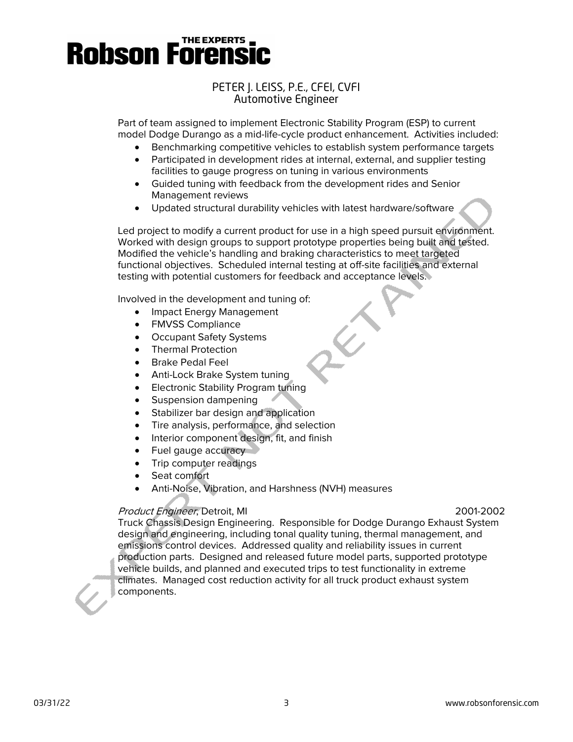# PETER J. LEISS, P.E., CFEI, CVFI
## Automotive Engineer

Part of team assigned to implement Electronic Stability Program (ESP) to current model Dodge Durango as a mid-life-cycle product enhancement. Activities included:

- Benchmarking competitive vehicles to establish system performance targets
- Participated in development rides at internal, external, and supplier testing facilities to gauge progress on tuning in various environments
- Guided tuning with feedback from the development rides and Senior Management reviews
- Updated structural durability vehicles with latest hardware/software

Led project to modify a current product for use in a high speed pursuit environment. Worked with design groups to support prototype properties being built and tested. Modified the vehicle's handling and braking characteristics to meet targeted functional objectives. Scheduled internal testing at off-site facilities and external testing with potential customers for feedback and acceptance levels.

Involved in the development and tuning of:

- Impact Energy Management
- FMVSS Compliance
- Occupant Safety Systems
- Thermal Protection
- Brake Pedal Feel
- Anti-Lock Brake System tuning
- Electronic Stability Program tuning
- Suspension dampening
- Stabilizer bar design and application
- Tire analysis, performance, and selection
- Interior component design, fit, and finish
- Fuel gauge accuracy
- Trip computer readings
- Seat comfort
- Anti-Noise, Vibration, and Harshness (NVH) measures

*Product Engineer*, Detroit, MI 2001-2002

Truck Chassis Design Engineering. Responsible for Dodge Durango Exhaust System design and engineering, including tonal quality tuning, thermal management, and emissions control devices. Addressed quality and reliability issues in current production parts. Designed and released future model parts, supported prototype vehicle builds, and planned and executed trips to test functionality in extreme climates. Managed cost reduction activity for all truck product exhaust system components.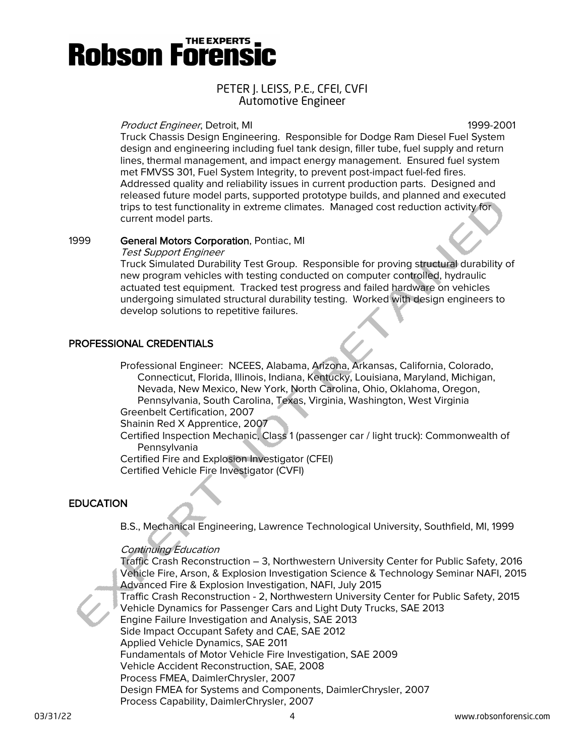*Product Engineer*, Detroit, MI 1999-2001

Truck Chassis Design Engineering. Responsible for Dodge Ram Diesel Fuel System design and engineering including fuel tank design, filler tube, fuel supply and return lines, thermal management, and impact energy management. Ensured fuel system met FMVSS 301, Fuel System Integrity, to prevent post-impact fuel-fed fires. Addressed quality and reliability issues in current production parts. Designed and released future model parts, supported prototype builds, and planned and executed trips to test functionality in extreme climates. Managed cost reduction activity for current model parts.

1999 **General Motors Corporation**, Pontiac, MI

*Test Support Engineer*

Truck Simulated Durability Test Group. Responsible for proving structural durability of new program vehicles with testing conducted on computer controlled, hydraulic actuated test equipment. Tracked test progress and failed hardware on vehicles undergoing simulated structural durability testing. Worked with design engineers to develop solutions to repetitive failures.

## PROFESSIONAL CREDENTIALS

Professional Engineer: NCEES, Alabama, Arizona, Arkansas, California, Colorado, Connecticut, Florida, Illinois, Indiana, Kentucky, Louisiana, Maryland, Michigan, Nevada, New Mexico, New York, North Carolina, Ohio, Oklahoma, Oregon, Pennsylvania, South Carolina, Texas, Virginia, Washington, West Virginia

Greenbelt Certification, 2007

Shainin Red X Apprentice, 2007

Certified Inspection Mechanic, Class 1 (passenger car / light truck): Commonwealth of Pennsylvania

Certified Fire and Explosion Investigator (CFEI)

Certified Vehicle Fire Investigator (CVFI)

## EDUCATION

B.S., Mechanical Engineering, Lawrence Technological University, Southfield, MI, 1999

*Continuing Education*

Traffic Crash Reconstruction – 3, Northwestern University Center for Public Safety, 2016

Vehicle Fire, Arson, & Explosion Investigation Science & Technology Seminar NAFI, 2015

Advanced Fire & Explosion Investigation, NAFI, July 2015

Traffic Crash Reconstruction - 2, Northwestern University Center for Public Safety, 2015

Vehicle Dynamics for Passenger Cars and Light Duty Trucks, SAE 2013

Engine Failure Investigation and Analysis, SAE 2013

Side Impact Occupant Safety and CAE, SAE 2012

Applied Vehicle Dynamics, SAE 2011

Fundamentals of Motor Vehicle Fire Investigation, SAE 2009

Vehicle Accident Reconstruction, SAE, 2008

Process FMEA, DaimlerChrysler, 2007

Design FMEA for Systems and Components, DaimlerChrysler, 2007

Process Capability, DaimlerChrysler, 2007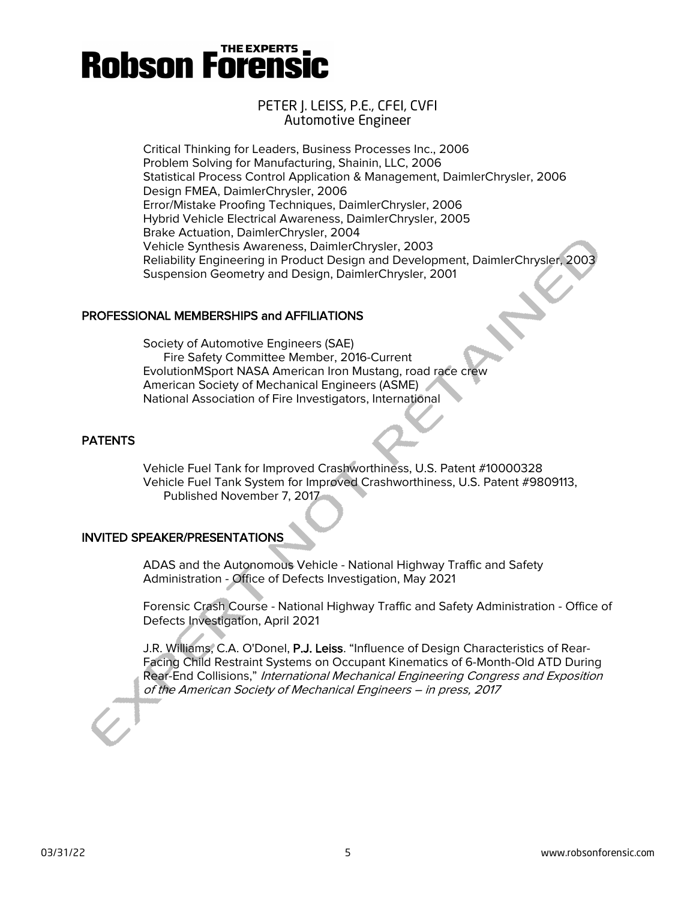Critical Thinking for Leaders, Business Processes Inc., 2006
Problem Solving for Manufacturing, Shainin, LLC, 2006
Statistical Process Control Application & Management, DaimlerChrysler, 2006
Design FMEA, DaimlerChrysler, 2006
Error/Mistake Proofing Techniques, DaimlerChrysler, 2006
Hybrid Vehicle Electrical Awareness, DaimlerChrysler, 2005
Brake Actuation, DaimlerChrysler, 2004
Vehicle Synthesis Awareness, DaimlerChrysler, 2003
Reliability Engineering in Product Design and Development, DaimlerChrysler, 2003
Suspension Geometry and Design, DaimlerChrysler, 2001

## PROFESSIONAL MEMBERSHIPS and AFFILIATIONS

Society of Automotive Engineers (SAE)
  Fire Safety Committee Member, 2016-Current
EvolutionMSport NASA American Iron Mustang, road race crew
American Society of Mechanical Engineers (ASME)
National Association of Fire Investigators, International

## PATENTS

Vehicle Fuel Tank for Improved Crashworthiness, U.S. Patent #10000328
Vehicle Fuel Tank System for Improved Crashworthiness, U.S. Patent #9809113, Published November 7, 2017

## INVITED SPEAKER/PRESENTATIONS

ADAS and the Autonomous Vehicle - National Highway Traffic and Safety Administration - Office of Defects Investigation, May 2021

Forensic Crash Course - National Highway Traffic and Safety Administration - Office of Defects Investigation, April 2021

J.R. Williams, C.A. O'Donel, **P.J. Leiss**. "Influence of Design Characteristics of Rear-Facing Child Restraint Systems on Occupant Kinematics of 6-Month-Old ATD During Rear-End Collisions," *International Mechanical Engineering Congress and Exposition of the American Society of Mechanical Engineers – in press, 2017*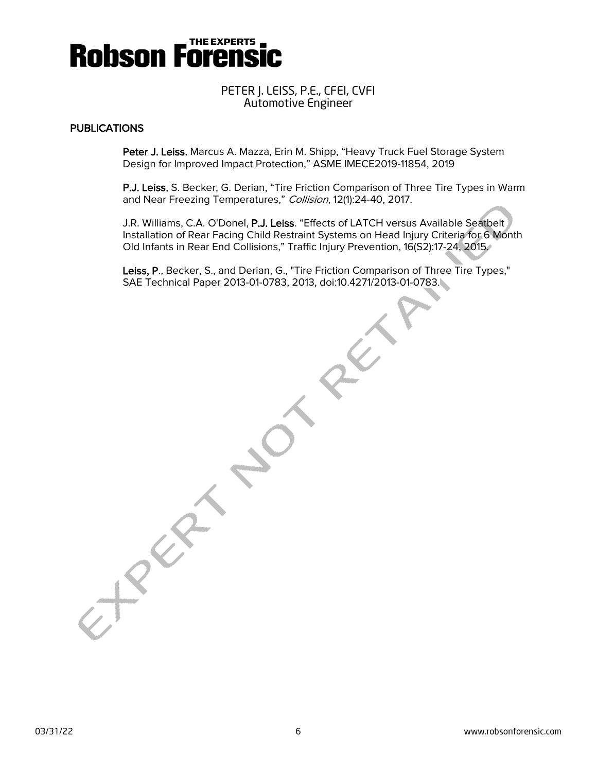# Robson Forensic

PETER J. LEISS, P.E., CFEI, CVFI
Automotive Engineer

## PUBLICATIONS

**Peter J. Leiss**, Marcus A. Mazza, Erin M. Shipp, "Heavy Truck Fuel Storage System Design for Improved Impact Protection," ASME IMECE2019-11854, 2019

**P.J. Leiss**, S. Becker, G. Derian, "Tire Friction Comparison of Three Tire Types in Warm and Near Freezing Temperatures," *Collision*, 12(1):24-40, 2017.

J.R. Williams, C.A. O'Donel, **P.J. Leiss**. "Effects of LATCH versus Available Seatbelt Installation of Rear Facing Child Restraint Systems on Head Injury Criteria for 6 Month Old Infants in Rear End Collisions," Traffic Injury Prevention, 16(S2):17-24, 2015.

**Leiss, P.**, Becker, S., and Derian, G., "Tire Friction Comparison of Three Tire Types," SAE Technical Paper 2013-01-0783, 2013, doi:10.4271/2013-01-0783.

EXPERT NOT RETAINED